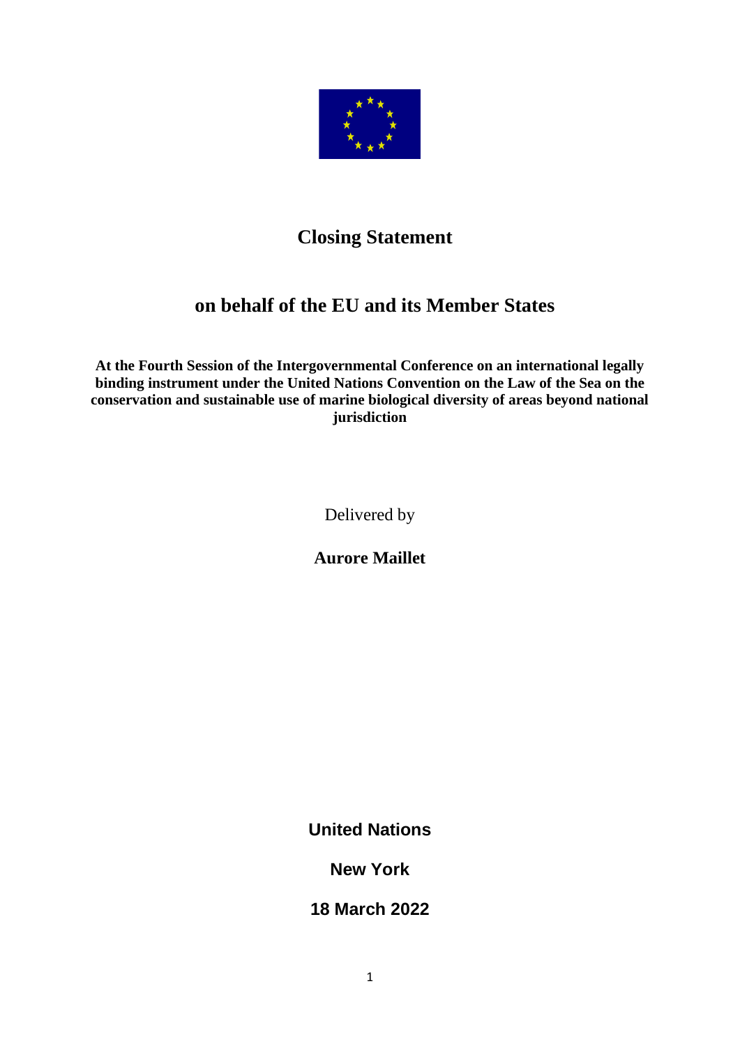# Closing Statement

## on behalf of the EU and its Member States

**At the Fourth Session of the Intergovernmental Conference on an international legally binding instrument under the United Nations Convention on the Law of the Sea on the conservation and sustainable use of marine biological diversity of areas beyond national jurisdiction**

Delivered by

**Aurore Maillet**

**United Nations**

**New York**

**18 March 2022**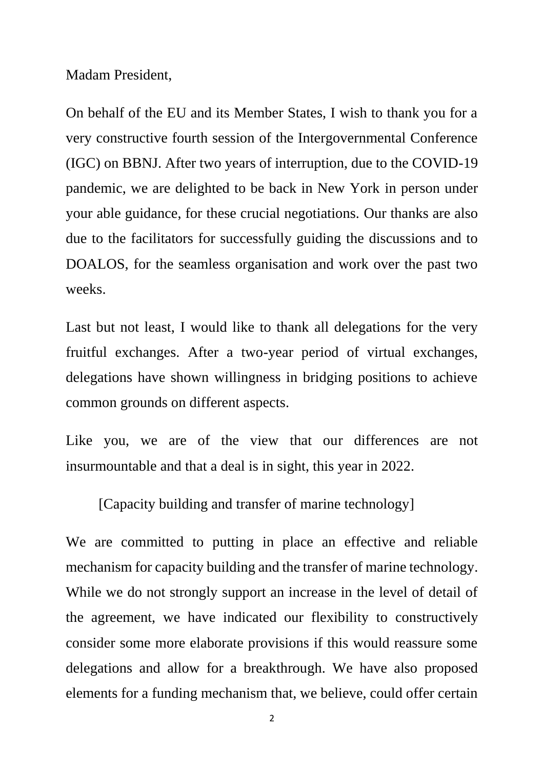Madam President,

On behalf of the EU and its Member States, I wish to thank you for a very constructive fourth session of the Intergovernmental Conference (IGC) on BBNJ. After two years of interruption, due to the COVID-19 pandemic, we are delighted to be back in New York in person under your able guidance, for these crucial negotiations. Our thanks are also due to the facilitators for successfully guiding the discussions and to DOALOS, for the seamless organisation and work over the past two weeks.

Last but not least, I would like to thank all delegations for the very fruitful exchanges. After a two-year period of virtual exchanges, delegations have shown willingness in bridging positions to achieve common grounds on different aspects.

Like you, we are of the view that our differences are not insurmountable and that a deal is in sight, this year in 2022.

[Capacity building and transfer of marine technology]

We are committed to putting in place an effective and reliable mechanism for capacity building and the transfer of marine technology. While we do not strongly support an increase in the level of detail of the agreement, we have indicated our flexibility to constructively consider some more elaborate provisions if this would reassure some delegations and allow for a breakthrough. We have also proposed elements for a funding mechanism that, we believe, could offer certain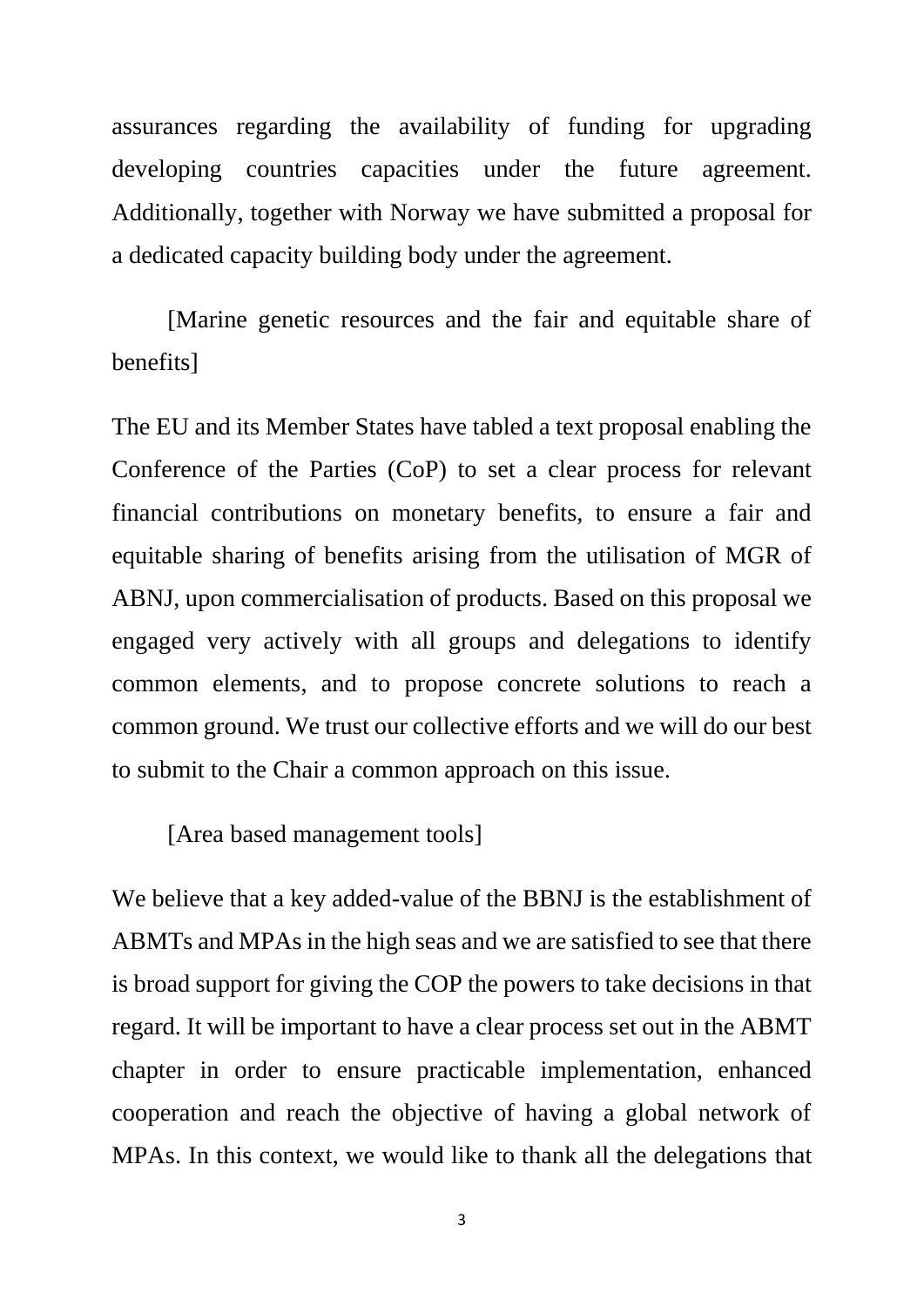assurances regarding the availability of funding for upgrading developing countries capacities under the future agreement. Additionally, together with Norway we have submitted a proposal for a dedicated capacity building body under the agreement.

[Marine genetic resources and the fair and equitable share of benefits]

The EU and its Member States have tabled a text proposal enabling the Conference of the Parties (CoP) to set a clear process for relevant financial contributions on monetary benefits, to ensure a fair and equitable sharing of benefits arising from the utilisation of MGR of ABNJ, upon commercialisation of products. Based on this proposal we engaged very actively with all groups and delegations to identify common elements, and to propose concrete solutions to reach a common ground. We trust our collective efforts and we will do our best to submit to the Chair a common approach on this issue.

[Area based management tools]

We believe that a key added-value of the BBNJ is the establishment of ABMTs and MPAs in the high seas and we are satisfied to see that there is broad support for giving the COP the powers to take decisions in that regard. It will be important to have a clear process set out in the ABMT chapter in order to ensure practicable implementation, enhanced cooperation and reach the objective of having a global network of MPAs. In this context, we would like to thank all the delegations that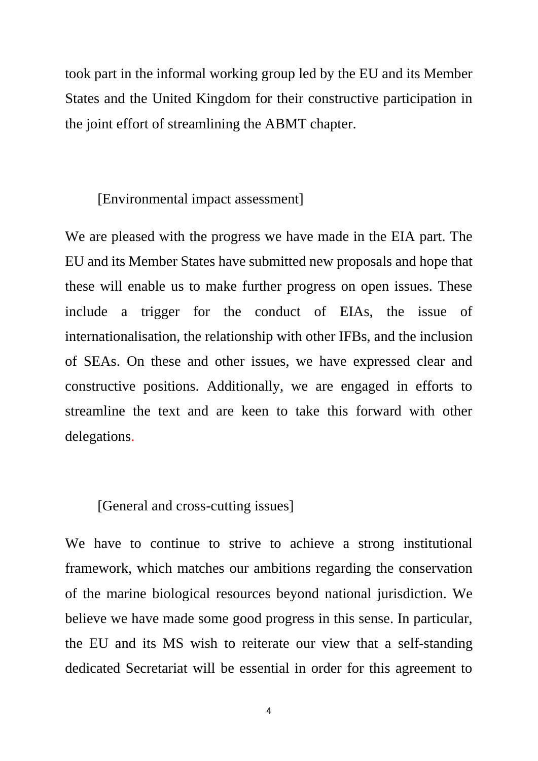took part in the informal working group led by the EU and its Member States and the United Kingdom for their constructive participation in the joint effort of streamlining the ABMT chapter.

[Environmental impact assessment]

We are pleased with the progress we have made in the EIA part. The EU and its Member States have submitted new proposals and hope that these will enable us to make further progress on open issues. These include a trigger for the conduct of EIAs, the issue of internationalisation, the relationship with other IFBs, and the inclusion of SEAs. On these and other issues, we have expressed clear and constructive positions. Additionally, we are engaged in efforts to streamline the text and are keen to take this forward with other delegations.

[General and cross-cutting issues]

We have to continue to strive to achieve a strong institutional framework, which matches our ambitions regarding the conservation of the marine biological resources beyond national jurisdiction. We believe we have made some good progress in this sense. In particular, the EU and its MS wish to reiterate our view that a self-standing dedicated Secretariat will be essential in order for this agreement to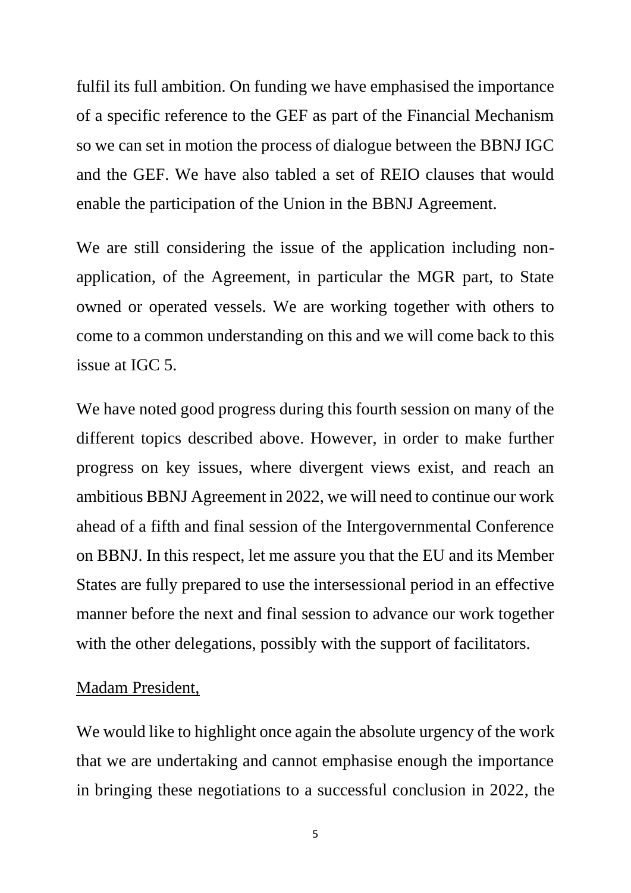fulfil its full ambition. On funding we have emphasised the importance of a specific reference to the GEF as part of the Financial Mechanism so we can set in motion the process of dialogue between the BBNJ IGC and the GEF. We have also tabled a set of REIO clauses that would enable the participation of the Union in the BBNJ Agreement.

We are still considering the issue of the application including non-application, of the Agreement, in particular the MGR part, to State owned or operated vessels. We are working together with others to come to a common understanding on this and we will come back to this issue at IGC 5.

We have noted good progress during this fourth session on many of the different topics described above. However, in order to make further progress on key issues, where divergent views exist, and reach an ambitious BBNJ Agreement in 2022, we will need to continue our work ahead of a fifth and final session of the Intergovernmental Conference on BBNJ. In this respect, let me assure you that the EU and its Member States are fully prepared to use the intersessional period in an effective manner before the next and final session to advance our work together with the other delegations, possibly with the support of facilitators.

<u>Madam President,</u>

We would like to highlight once again the absolute urgency of the work that we are undertaking and cannot emphasise enough the importance in bringing these negotiations to a successful conclusion in 2022, the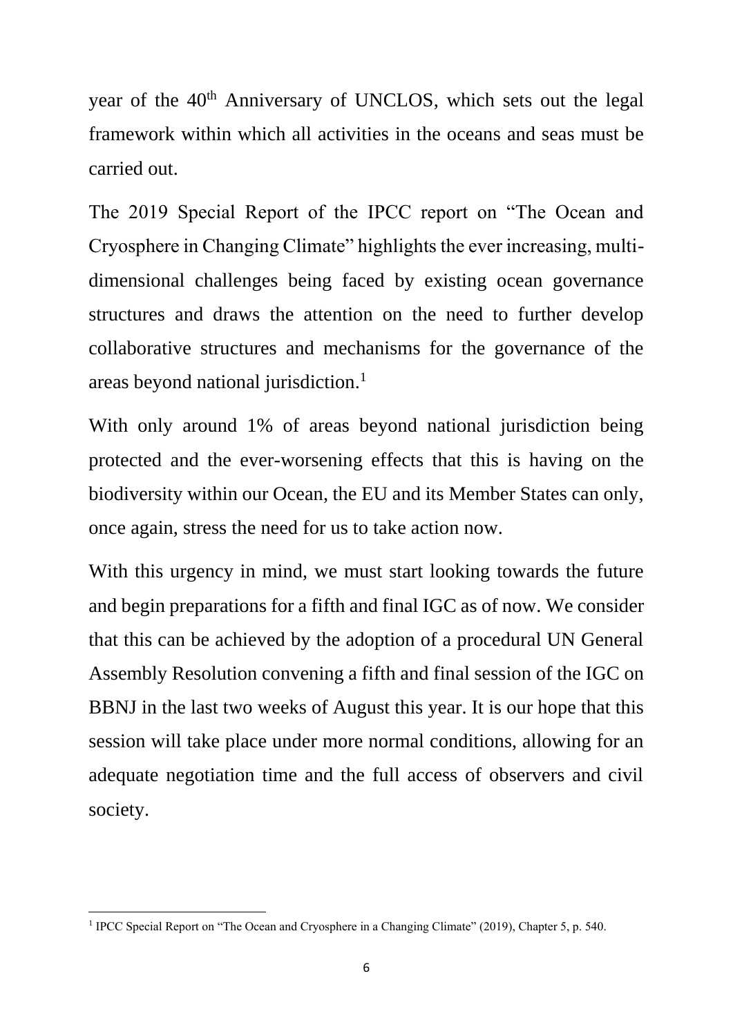year of the 40th Anniversary of UNCLOS, which sets out the legal framework within which all activities in the oceans and seas must be carried out.

The 2019 Special Report of the IPCC report on "The Ocean and Cryosphere in Changing Climate" highlights the ever increasing, multi-dimensional challenges being faced by existing ocean governance structures and draws the attention on the need to further develop collaborative structures and mechanisms for the governance of the areas beyond national jurisdiction.[1]

With only around 1% of areas beyond national jurisdiction being protected and the ever-worsening effects that this is having on the biodiversity within our Ocean, the EU and its Member States can only, once again, stress the need for us to take action now.

With this urgency in mind, we must start looking towards the future and begin preparations for a fifth and final IGC as of now. We consider that this can be achieved by the adoption of a procedural UN General Assembly Resolution convening a fifth and final session of the IGC on BBNJ in the last two weeks of August this year. It is our hope that this session will take place under more normal conditions, allowing for an adequate negotiation time and the full access of observers and civil society.

---

[1] IPCC Special Report on "The Ocean and Cryosphere in a Changing Climate" (2019), Chapter 5, p. 540.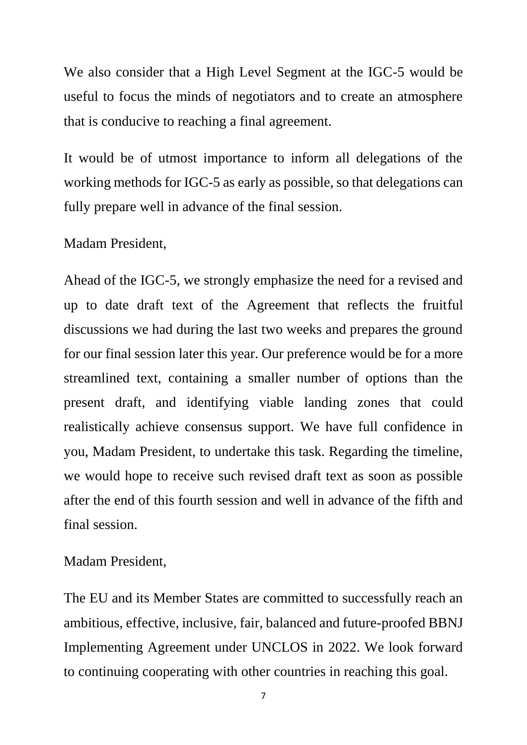We also consider that a High Level Segment at the IGC-5 would be useful to focus the minds of negotiators and to create an atmosphere that is conducive to reaching a final agreement.

It would be of utmost importance to inform all delegations of the working methods for IGC-5 as early as possible, so that delegations can fully prepare well in advance of the final session.

Madam President,

Ahead of the IGC-5, we strongly emphasize the need for a revised and up to date draft text of the Agreement that reflects the fruitful discussions we had during the last two weeks and prepares the ground for our final session later this year. Our preference would be for a more streamlined text, containing a smaller number of options than the present draft, and identifying viable landing zones that could realistically achieve consensus support. We have full confidence in you, Madam President, to undertake this task. Regarding the timeline, we would hope to receive such revised draft text as soon as possible after the end of this fourth session and well in advance of the fifth and final session.

Madam President,

The EU and its Member States are committed to successfully reach an ambitious, effective, inclusive, fair, balanced and future-proofed BBNJ Implementing Agreement under UNCLOS in 2022. We look forward to continuing cooperating with other countries in reaching this goal.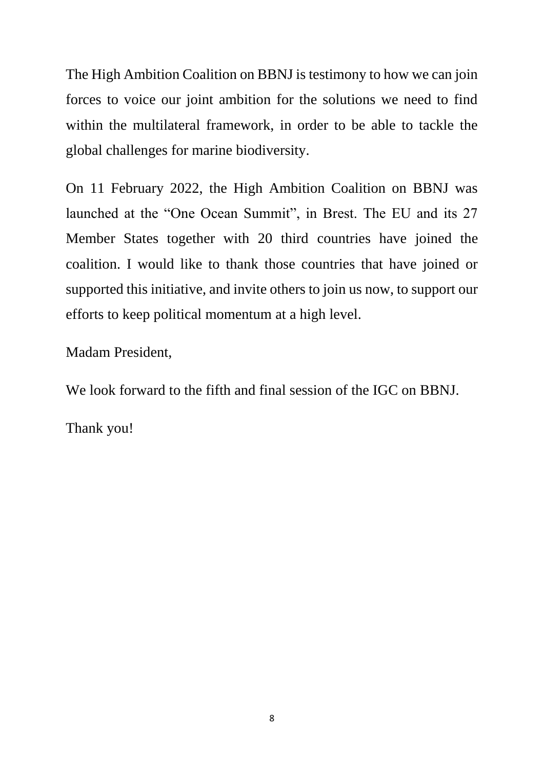The High Ambition Coalition on BBNJ is testimony to how we can join forces to voice our joint ambition for the solutions we need to find within the multilateral framework, in order to be able to tackle the global challenges for marine biodiversity.

On 11 February 2022, the High Ambition Coalition on BBNJ was launched at the "One Ocean Summit", in Brest. The EU and its 27 Member States together with 20 third countries have joined the coalition. I would like to thank those countries that have joined or supported this initiative, and invite others to join us now, to support our efforts to keep political momentum at a high level.

Madam President,

We look forward to the fifth and final session of the IGC on BBNJ.

Thank you!